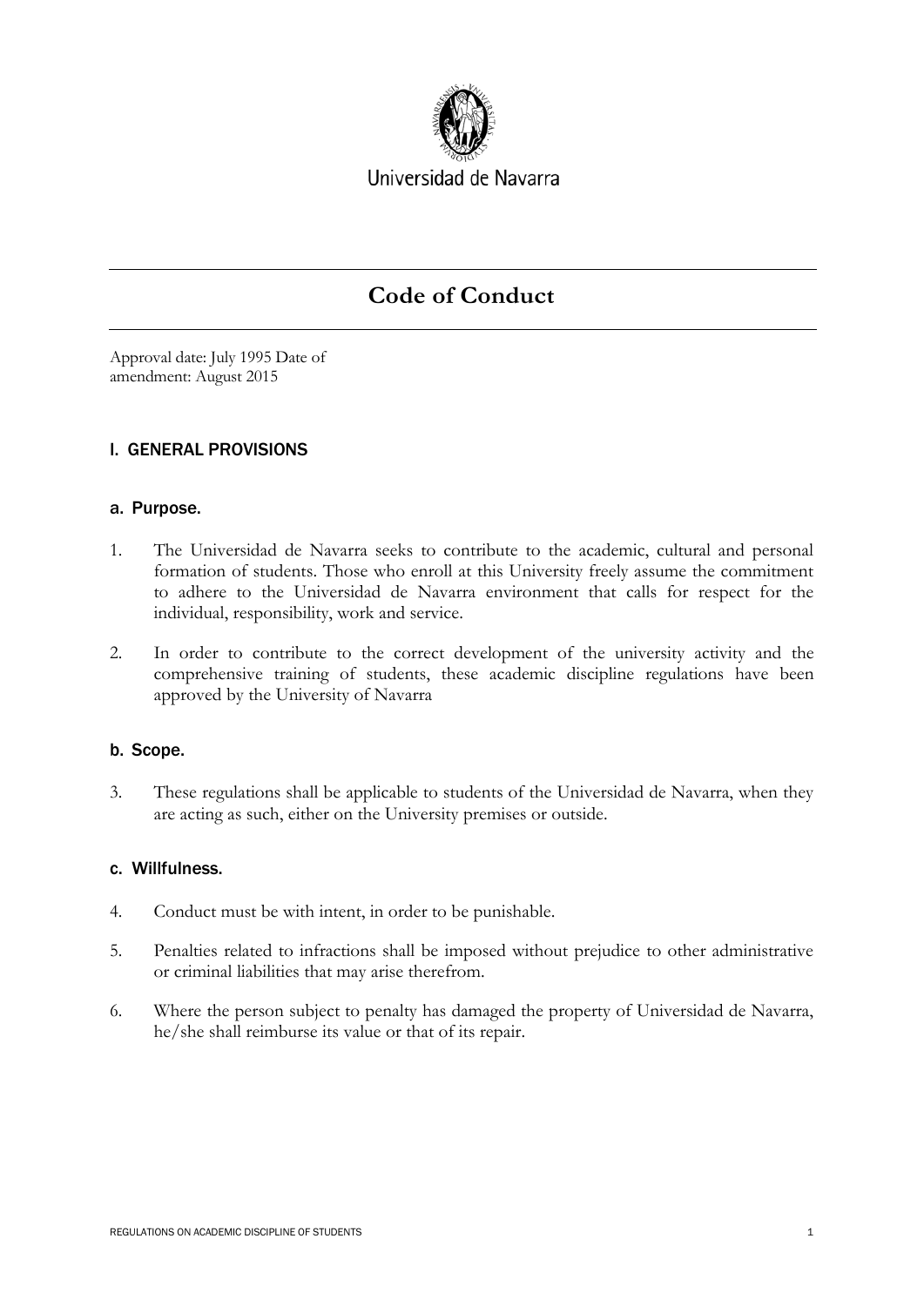Universidad de Navarra

# Code of Conduct

Approval date: July 1995 Date of amendment: August 2015

## I. GENERAL PROVISIONS

### a. Purpose.

1. The Universidad de Navarra seeks to contribute to the academic, cultural and personal formation of students. Those who enroll at this University freely assume the commitment to adhere to the Universidad de Navarra environment that calls for respect for the individual, responsibility, work and service.

2. In order to contribute to the correct development of the university activity and the comprehensive training of students, these academic discipline regulations have been approved by the University of Navarra

### b. Scope.

3. These regulations shall be applicable to students of the Universidad de Navarra, when they are acting as such, either on the University premises or outside.

### c. Willfulness.

4. Conduct must be with intent, in order to be punishable.

5. Penalties related to infractions shall be imposed without prejudice to other administrative or criminal liabilities that may arise therefrom.

6. Where the person subject to penalty has damaged the property of Universidad de Navarra, he/she shall reimburse its value or that of its repair.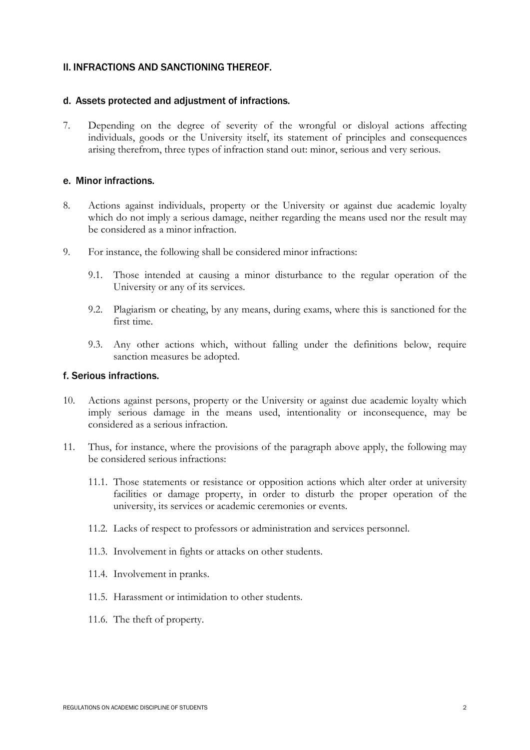## II. INFRACTIONS AND SANCTIONING THEREOF.

### d. Assets protected and adjustment of infractions.

7. Depending on the degree of severity of the wrongful or disloyal actions affecting individuals, goods or the University itself, its statement of principles and consequences arising therefrom, three types of infraction stand out: minor, serious and very serious.

### e. Minor infractions.

8. Actions against individuals, property or the University or against due academic loyalty which do not imply a serious damage, neither regarding the means used nor the result may be considered as a minor infraction.

9. For instance, the following shall be considered minor infractions:

    9.1. Those intended at causing a minor disturbance to the regular operation of the University or any of its services.

    9.2. Plagiarism or cheating, by any means, during exams, where this is sanctioned for the first time.

    9.3. Any other actions which, without falling under the definitions below, require sanction measures be adopted.

### f. Serious infractions.

10. Actions against persons, property or the University or against due academic loyalty which imply serious damage in the means used, intentionality or inconsequence, may be considered as a serious infraction.

11. Thus, for instance, where the provisions of the paragraph above apply, the following may be considered serious infractions:

    11.1. Those statements or resistance or opposition actions which alter order at university facilities or damage property, in order to disturb the proper operation of the university, its services or academic ceremonies or events.

    11.2. Lacks of respect to professors or administration and services personnel.

    11.3. Involvement in fights or attacks on other students.

    11.4. Involvement in pranks.

    11.5. Harassment or intimidation to other students.

    11.6. The theft of property.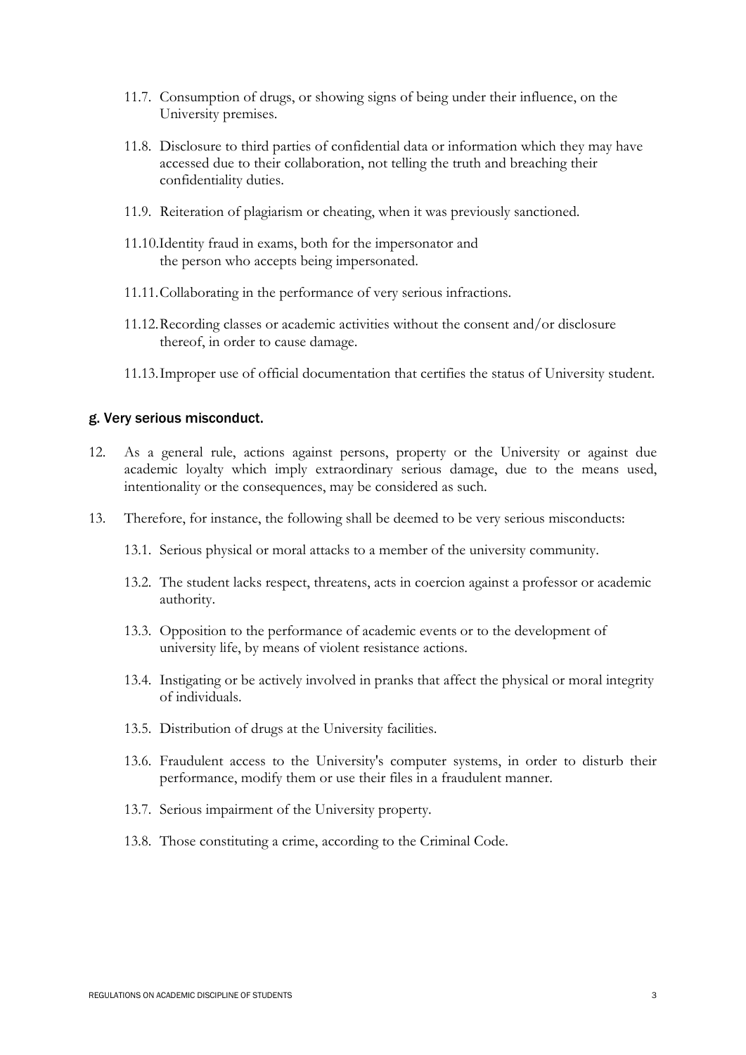11.7. Consumption of drugs, or showing signs of being under their influence, on the University premises.

11.8. Disclosure to third parties of confidential data or information which they may have accessed due to their collaboration, not telling the truth and breaching their confidentiality duties.

11.9. Reiteration of plagiarism or cheating, when it was previously sanctioned.

11.10. Identity fraud in exams, both for the impersonator and the person who accepts being impersonated.

11.11. Collaborating in the performance of very serious infractions.

11.12. Recording classes or academic activities without the consent and/or disclosure thereof, in order to cause damage.

11.13. Improper use of official documentation that certifies the status of University student.

### g. Very serious misconduct.

12. As a general rule, actions against persons, property or the University or against due academic loyalty which imply extraordinary serious damage, due to the means used, intentionality or the consequences, may be considered as such.

13. Therefore, for instance, the following shall be deemed to be very serious misconducts:

    13.1. Serious physical or moral attacks to a member of the university community.

    13.2. The student lacks respect, threatens, acts in coercion against a professor or academic authority.

    13.3. Opposition to the performance of academic events or to the development of university life, by means of violent resistance actions.

    13.4. Instigating or be actively involved in pranks that affect the physical or moral integrity of individuals.

    13.5. Distribution of drugs at the University facilities.

    13.6. Fraudulent access to the University's computer systems, in order to disturb their performance, modify them or use their files in a fraudulent manner.

    13.7. Serious impairment of the University property.

    13.8. Those constituting a crime, according to the Criminal Code.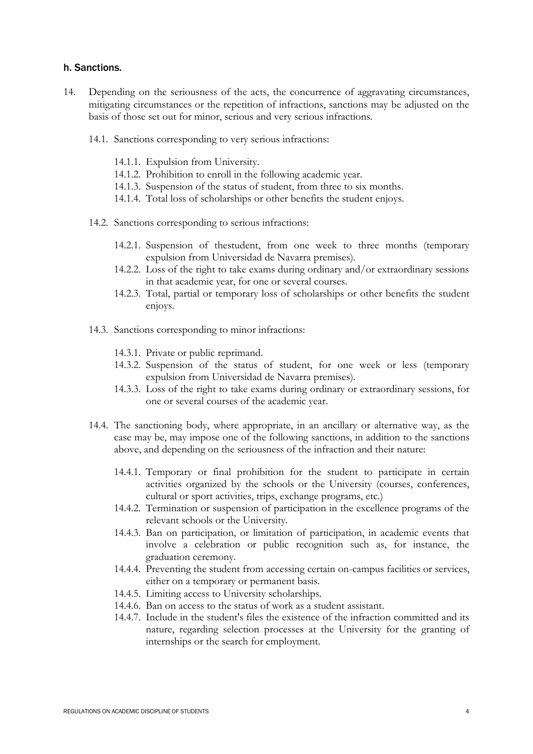### h. Sanctions.

14. Depending on the seriousness of the acts, the concurrence of aggravating circumstances, mitigating circumstances or the repetition of infractions, sanctions may be adjusted on the basis of those set out for minor, serious and very serious infractions.

    14.1. Sanctions corresponding to very serious infractions:

    - 14.1.1. Expulsion from University.
    - 14.1.2. Prohibition to enroll in the following academic year.
    - 14.1.3. Suspension of the status of student, from three to six months.
    - 14.1.4. Total loss of scholarships or other benefits the student enjoys.

    14.2. Sanctions corresponding to serious infractions:

    - 14.2.1. Suspension of thestudent, from one week to three months (temporary expulsion from Universidad de Navarra premises).
    - 14.2.2. Loss of the right to take exams during ordinary and/or extraordinary sessions in that academic year, for one or several courses.
    - 14.2.3. Total, partial or temporary loss of scholarships or other benefits the student enjoys.

    14.3. Sanctions corresponding to minor infractions:

    - 14.3.1. Private or public reprimand.
    - 14.3.2. Suspension of the status of student, for one week or less (temporary expulsion from Universidad de Navarra premises).
    - 14.3.3. Loss of the right to take exams during ordinary or extraordinary sessions, for one or several courses of the academic year.

    14.4. The sanctioning body, where appropriate, in an ancillary or alternative way, as the case may be, may impose one of the following sanctions, in addition to the sanctions above, and depending on the seriousness of the infraction and their nature:

    - 14.4.1. Temporary or final prohibition for the student to participate in certain activities organized by the schools or the University (courses, conferences, cultural or sport activities, trips, exchange programs, etc.)
    - 14.4.2. Termination or suspension of participation in the excellence programs of the relevant schools or the University.
    - 14.4.3. Ban on participation, or limitation of participation, in academic events that involve a celebration or public recognition such as, for instance, the graduation ceremony.
    - 14.4.4. Preventing the student from accessing certain on-campus facilities or services, either on a temporary or permanent basis.
    - 14.4.5. Limiting access to University scholarships.
    - 14.4.6. Ban on access to the status of work as a student assistant.
    - 14.4.7. Include in the student's files the existence of the infraction committed and its nature, regarding selection processes at the University for the granting of internships or the search for employment.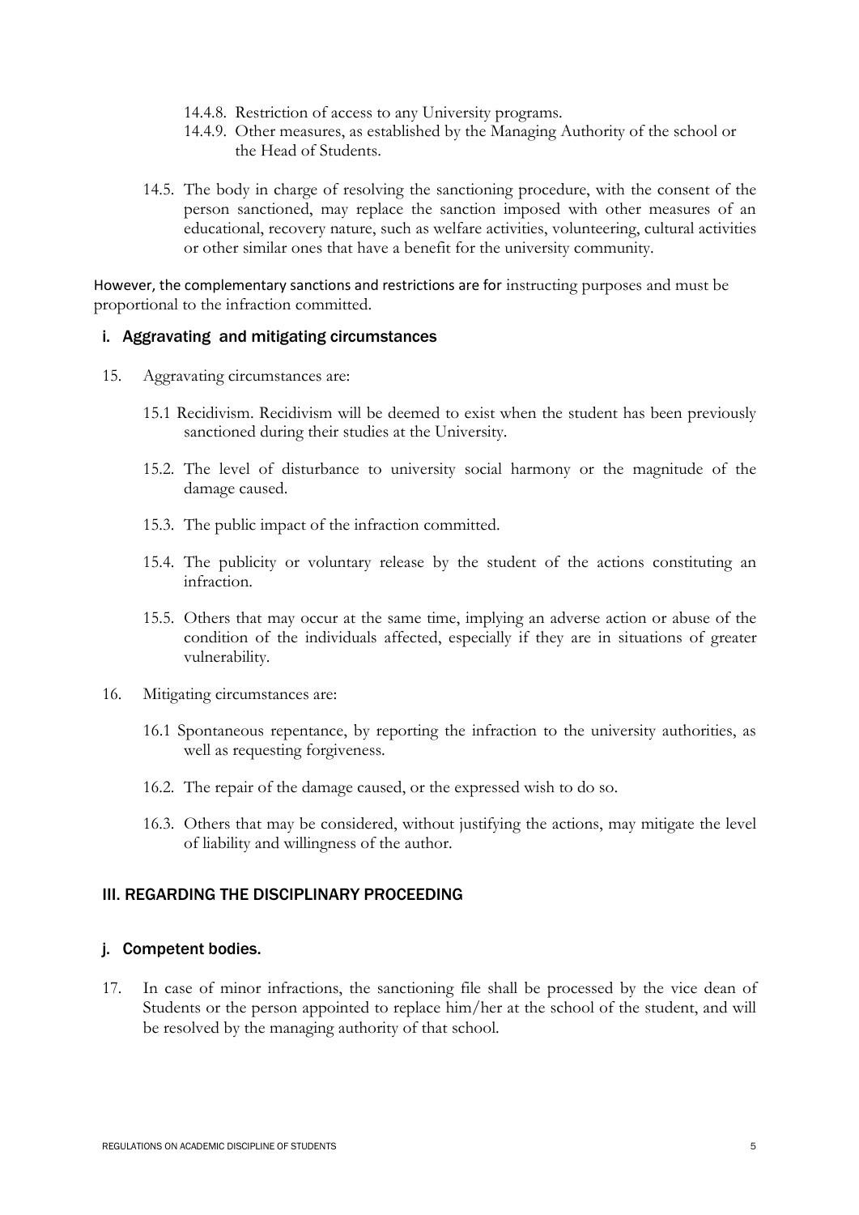14.4.8. Restriction of access to any University programs.

14.4.9. Other measures, as established by the Managing Authority of the school or the Head of Students.

14.5. The body in charge of resolving the sanctioning procedure, with the consent of the person sanctioned, may replace the sanction imposed with other measures of an educational, recovery nature, such as welfare activities, volunteering, cultural activities or other similar ones that have a benefit for the university community.

However, the complementary sanctions and restrictions are for instructing purposes and must be proportional to the infraction committed.

### i. Aggravating and mitigating circumstances

15. Aggravating circumstances are:

    15.1 Recidivism. Recidivism will be deemed to exist when the student has been previously sanctioned during their studies at the University.

    15.2. The level of disturbance to university social harmony or the magnitude of the damage caused.

    15.3. The public impact of the infraction committed.

    15.4. The publicity or voluntary release by the student of the actions constituting an infraction.

    15.5. Others that may occur at the same time, implying an adverse action or abuse of the condition of the individuals affected, especially if they are in situations of greater vulnerability.

16. Mitigating circumstances are:

    16.1 Spontaneous repentance, by reporting the infraction to the university authorities, as well as requesting forgiveness.

    16.2. The repair of the damage caused, or the expressed wish to do so.

    16.3. Others that may be considered, without justifying the actions, may mitigate the level of liability and willingness of the author.

## III. REGARDING THE DISCIPLINARY PROCEEDING

### j. Competent bodies.

17. In case of minor infractions, the sanctioning file shall be processed by the vice dean of Students or the person appointed to replace him/her at the school of the student, and will be resolved by the managing authority of that school.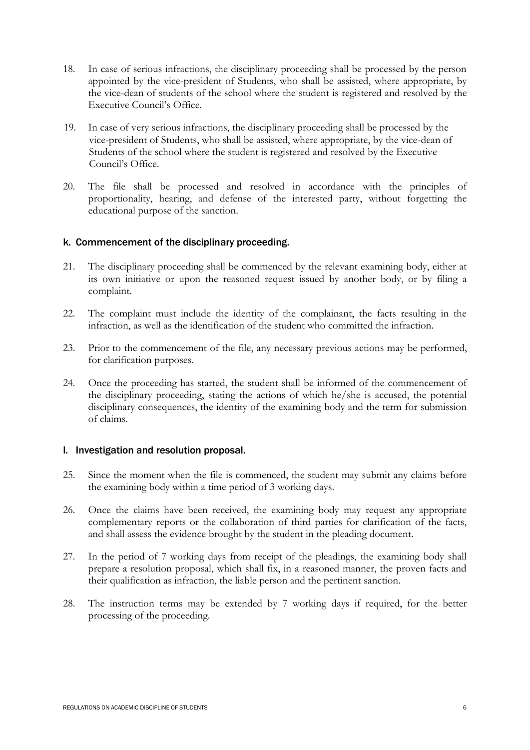18. In case of serious infractions, the disciplinary proceeding shall be processed by the person appointed by the vice-president of Students, who shall be assisted, where appropriate, by the vice-dean of students of the school where the student is registered and resolved by the Executive Council's Office.

19. In case of very serious infractions, the disciplinary proceeding shall be processed by the vice-president of Students, who shall be assisted, where appropriate, by the vice-dean of Students of the school where the student is registered and resolved by the Executive Council's Office.

20. The file shall be processed and resolved in accordance with the principles of proportionality, hearing, and defense of the interested party, without forgetting the educational purpose of the sanction.

### k. Commencement of the disciplinary proceeding.

21. The disciplinary proceeding shall be commenced by the relevant examining body, either at its own initiative or upon the reasoned request issued by another body, or by filing a complaint.

22. The complaint must include the identity of the complainant, the facts resulting in the infraction, as well as the identification of the student who committed the infraction.

23. Prior to the commencement of the file, any necessary previous actions may be performed, for clarification purposes.

24. Once the proceeding has started, the student shall be informed of the commencement of the disciplinary proceeding, stating the actions of which he/she is accused, the potential disciplinary consequences, the identity of the examining body and the term for submission of claims.

### l. Investigation and resolution proposal.

25. Since the moment when the file is commenced, the student may submit any claims before the examining body within a time period of 3 working days.

26. Once the claims have been received, the examining body may request any appropriate complementary reports or the collaboration of third parties for clarification of the facts, and shall assess the evidence brought by the student in the pleading document.

27. In the period of 7 working days from receipt of the pleadings, the examining body shall prepare a resolution proposal, which shall fix, in a reasoned manner, the proven facts and their qualification as infraction, the liable person and the pertinent sanction.

28. The instruction terms may be extended by 7 working days if required, for the better processing of the proceeding.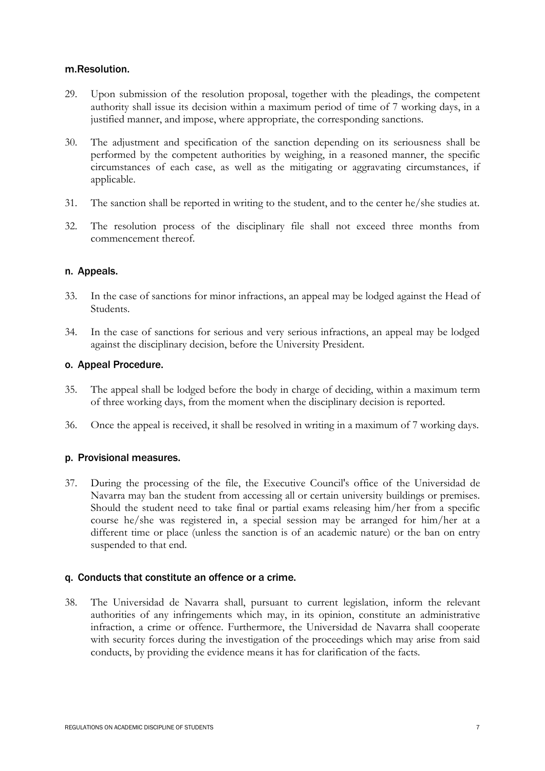### m. Resolution.

29. Upon submission of the resolution proposal, together with the pleadings, the competent authority shall issue its decision within a maximum period of time of 7 working days, in a justified manner, and impose, where appropriate, the corresponding sanctions.

30. The adjustment and specification of the sanction depending on its seriousness shall be performed by the competent authorities by weighing, in a reasoned manner, the specific circumstances of each case, as well as the mitigating or aggravating circumstances, if applicable.

31. The sanction shall be reported in writing to the student, and to the center he/she studies at.

32. The resolution process of the disciplinary file shall not exceed three months from commencement thereof.

### n. Appeals.

33. In the case of sanctions for minor infractions, an appeal may be lodged against the Head of Students.

34. In the case of sanctions for serious and very serious infractions, an appeal may be lodged against the disciplinary decision, before the University President.

### o. Appeal Procedure.

35. The appeal shall be lodged before the body in charge of deciding, within a maximum term of three working days, from the moment when the disciplinary decision is reported.

36. Once the appeal is received, it shall be resolved in writing in a maximum of 7 working days.

### p. Provisional measures.

37. During the processing of the file, the Executive Council's office of the Universidad de Navarra may ban the student from accessing all or certain university buildings or premises. Should the student need to take final or partial exams releasing him/her from a specific course he/she was registered in, a special session may be arranged for him/her at a different time or place (unless the sanction is of an academic nature) or the ban on entry suspended to that end.

### q. Conducts that constitute an offence or a crime.

38. The Universidad de Navarra shall, pursuant to current legislation, inform the relevant authorities of any infringements which may, in its opinion, constitute an administrative infraction, a crime or offence. Furthermore, the Universidad de Navarra shall cooperate with security forces during the investigation of the proceedings which may arise from said conducts, by providing the evidence means it has for clarification of the facts.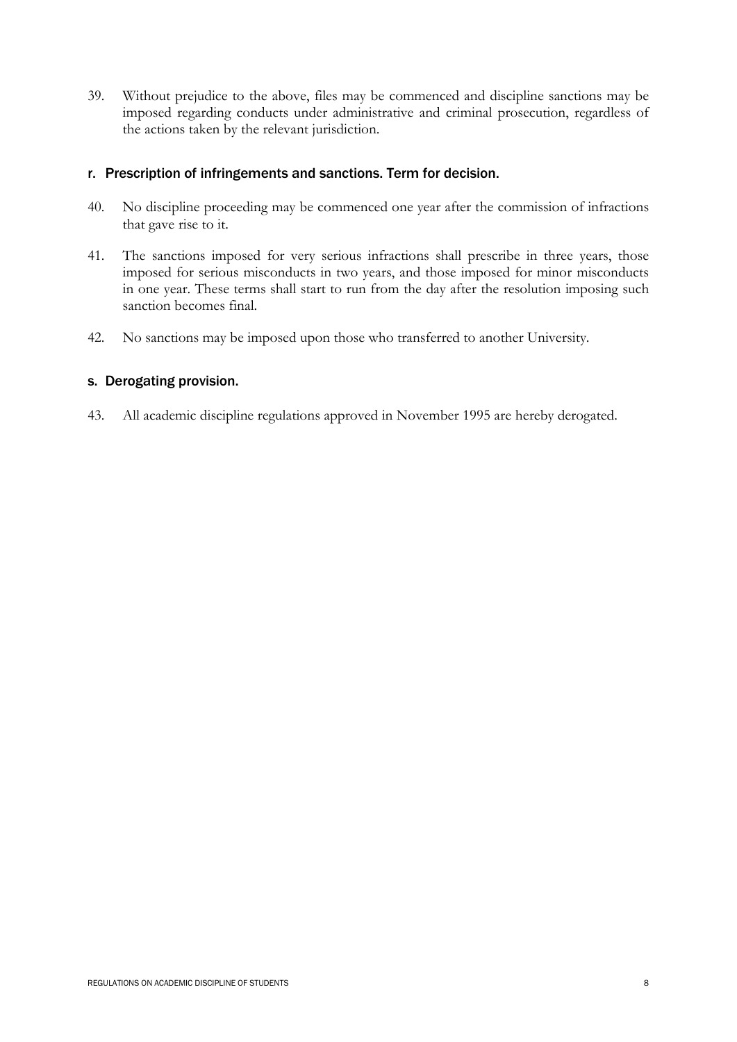39. Without prejudice to the above, files may be commenced and discipline sanctions may be imposed regarding conducts under administrative and criminal prosecution, regardless of the actions taken by the relevant jurisdiction.

### r. Prescription of infringements and sanctions. Term for decision.

40. No discipline proceeding may be commenced one year after the commission of infractions that gave rise to it.

41. The sanctions imposed for very serious infractions shall prescribe in three years, those imposed for serious misconducts in two years, and those imposed for minor misconducts in one year. These terms shall start to run from the day after the resolution imposing such sanction becomes final.

42. No sanctions may be imposed upon those who transferred to another University.

### s. Derogating provision.

43. All academic discipline regulations approved in November 1995 are hereby derogated.